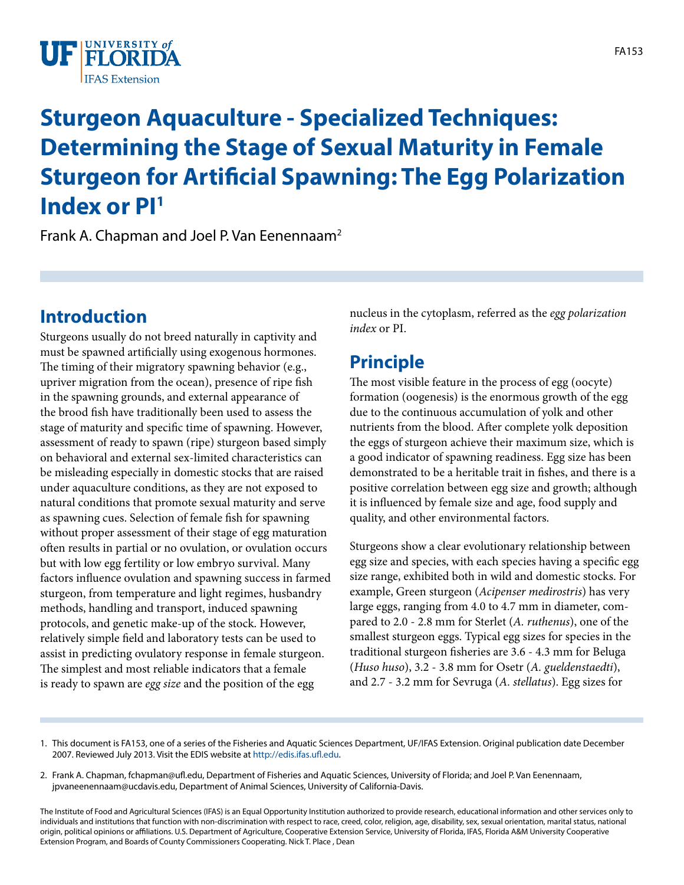# Sturgeon Aquaculture - Specialized Techniques: Determining the Stage of Sexual Maturity in Female Sturgeon for Artificial Spawning: The Egg Polarization Index or PI[1]

Frank A. Chapman and Joel P. Van Eenennaam[2]

## Introduction

Sturgeons usually do not breed naturally in captivity and must be spawned artificially using exogenous hormones. The timing of their migratory spawning behavior (e.g., upriver migration from the ocean), presence of ripe fish in the spawning grounds, and external appearance of the brood fish have traditionally been used to assess the stage of maturity and specific time of spawning. However, assessment of ready to spawn (ripe) sturgeon based simply on behavioral and external sex-limited characteristics can be misleading especially in domestic stocks that are raised under aquaculture conditions, as they are not exposed to natural conditions that promote sexual maturity and serve as spawning cues. Selection of female fish for spawning without proper assessment of their stage of egg maturation often results in partial or no ovulation, or ovulation occurs but with low egg fertility or low embryo survival. Many factors influence ovulation and spawning success in farmed sturgeon, from temperature and light regimes, husbandry methods, handling and transport, induced spawning protocols, and genetic make-up of the stock. However, relatively simple field and laboratory tests can be used to assist in predicting ovulatory response in female sturgeon. The simplest and most reliable indicators that a female is ready to spawn are *egg size* and the position of the egg nucleus in the cytoplasm, referred as the *egg polarization index* or PI.

## Principle

The most visible feature in the process of egg (oocyte) formation (oogenesis) is the enormous growth of the egg due to the continuous accumulation of yolk and other nutrients from the blood. After complete yolk deposition the eggs of sturgeon achieve their maximum size, which is a good indicator of spawning readiness. Egg size has been demonstrated to be a heritable trait in fishes, and there is a positive correlation between egg size and growth; although it is influenced by female size and age, food supply and quality, and other environmental factors.

Sturgeons show a clear evolutionary relationship between egg size and species, with each species having a specific egg size range, exhibited both in wild and domestic stocks. For example, Green sturgeon (*Acipenser medirostris*) has very large eggs, ranging from 4.0 to 4.7 mm in diameter, compared to 2.0 - 2.8 mm for Sterlet (*A. ruthenus*), one of the smallest sturgeon eggs. Typical egg sizes for species in the traditional sturgeon fisheries are 3.6 - 4.3 mm for Beluga (*Huso huso*), 3.2 - 3.8 mm for Osetr (*A. gueldenstaedti*), and 2.7 - 3.2 mm for Sevruga (*A. stellatus*). Egg sizes for

1. This document is FA153, one of a series of the Fisheries and Aquatic Sciences Department, UF/IFAS Extension. Original publication date December 2007. Reviewed July 2013. Visit the EDIS website at http://edis.ifas.ufl.edu.

2. Frank A. Chapman, fchapman@ufl.edu, Department of Fisheries and Aquatic Sciences, University of Florida; and Joel P. Van Eenennaam, jpvaneenennaam@ucdavis.edu, Department of Animal Sciences, University of California-Davis.

The Institute of Food and Agricultural Sciences (IFAS) is an Equal Opportunity Institution authorized to provide research, educational information and other services only to individuals and institutions that function with non-discrimination with respect to race, creed, color, religion, age, disability, sex, sexual orientation, marital status, national origin, political opinions or affiliations. U.S. Department of Agriculture, Cooperative Extension Service, University of Florida, IFAS, Florida A&M University Cooperative Extension Program, and Boards of County Commissioners Cooperating. Nick T. Place , Dean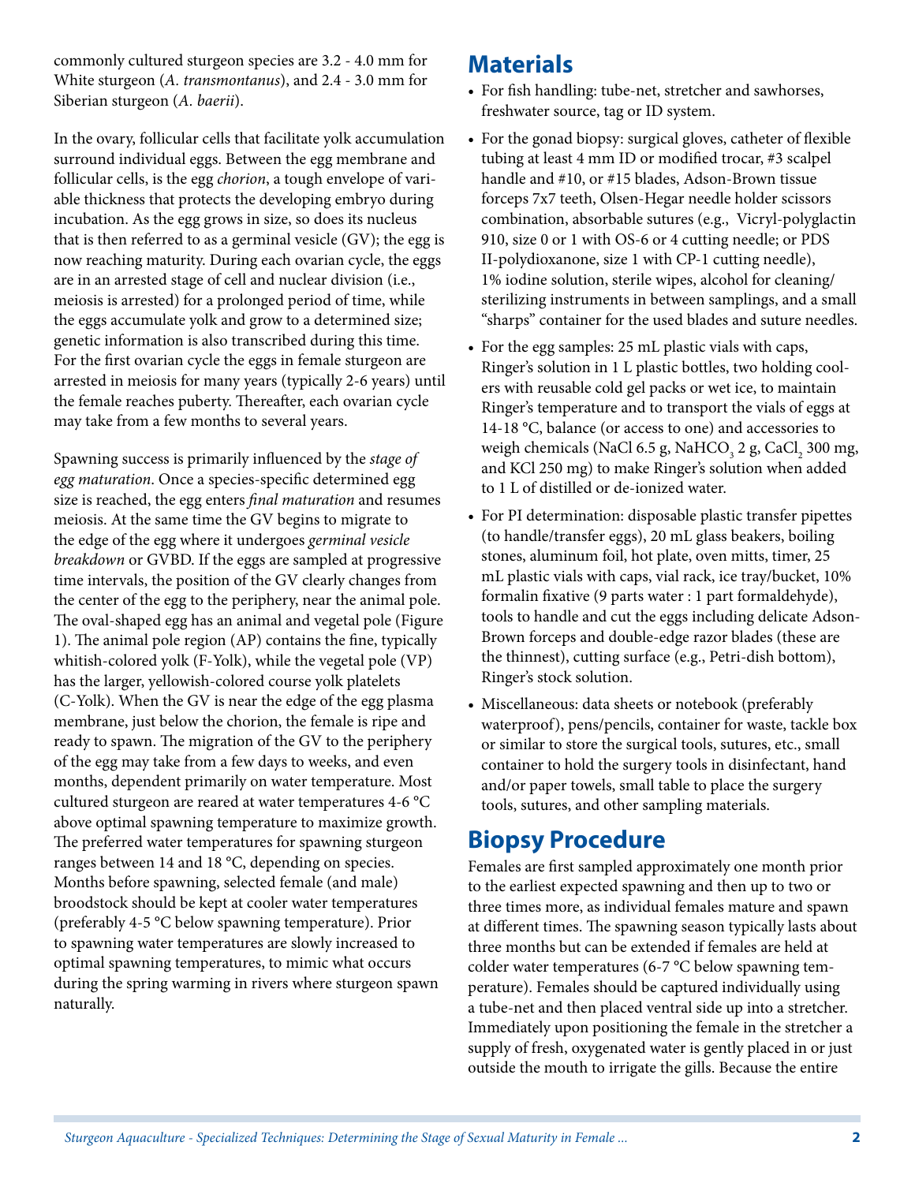commonly cultured sturgeon species are 3.2 - 4.0 mm for White sturgeon (*A. transmontanus*), and 2.4 - 3.0 mm for Siberian sturgeon (*A. baerii*).

In the ovary, follicular cells that facilitate yolk accumulation surround individual eggs. Between the egg membrane and follicular cells, is the egg *chorion*, a tough envelope of variable thickness that protects the developing embryo during incubation. As the egg grows in size, so does its nucleus that is then referred to as a germinal vesicle (GV); the egg is now reaching maturity. During each ovarian cycle, the eggs are in an arrested stage of cell and nuclear division (i.e., meiosis is arrested) for a prolonged period of time, while the eggs accumulate yolk and grow to a determined size; genetic information is also transcribed during this time. For the first ovarian cycle the eggs in female sturgeon are arrested in meiosis for many years (typically 2-6 years) until the female reaches puberty. Thereafter, each ovarian cycle may take from a few months to several years.

Spawning success is primarily influenced by the *stage of egg maturation*. Once a species-specific determined egg size is reached, the egg enters *final maturation* and resumes meiosis. At the same time the GV begins to migrate to the edge of the egg where it undergoes *germinal vesicle breakdown* or GVBD. If the eggs are sampled at progressive time intervals, the position of the GV clearly changes from the center of the egg to the periphery, near the animal pole. The oval-shaped egg has an animal and vegetal pole (Figure 1). The animal pole region (AP) contains the fine, typically whitish-colored yolk (F-Yolk), while the vegetal pole (VP) has the larger, yellowish-colored course yolk platelets (C-Yolk). When the GV is near the edge of the egg plasma membrane, just below the chorion, the female is ripe and ready to spawn. The migration of the GV to the periphery of the egg may take from a few days to weeks, and even months, dependent primarily on water temperature. Most cultured sturgeon are reared at water temperatures 4-6 °C above optimal spawning temperature to maximize growth. The preferred water temperatures for spawning sturgeon ranges between 14 and 18 °C, depending on species. Months before spawning, selected female (and male) broodstock should be kept at cooler water temperatures (preferably 4-5 °C below spawning temperature). Prior to spawning water temperatures are slowly increased to optimal spawning temperatures, to mimic what occurs during the spring warming in rivers where sturgeon spawn naturally.

## Materials

- For fish handling: tube-net, stretcher and sawhorses, freshwater source, tag or ID system.
- For the gonad biopsy: surgical gloves, catheter of flexible tubing at least 4 mm ID or modified trocar, #3 scalpel handle and #10, or #15 blades, Adson-Brown tissue forceps 7x7 teeth, Olsen-Hegar needle holder scissors combination, absorbable sutures (e.g., Vicryl-polyglactin 910, size 0 or 1 with OS-6 or 4 cutting needle; or PDS II-polydioxanone, size 1 with CP-1 cutting needle), 1% iodine solution, sterile wipes, alcohol for cleaning/sterilizing instruments in between samplings, and a small "sharps" container for the used blades and suture needles.
- For the egg samples: 25 mL plastic vials with caps, Ringer's solution in 1 L plastic bottles, two holding coolers with reusable cold gel packs or wet ice, to maintain Ringer's temperature and to transport the vials of eggs at 14-18 °C, balance (or access to one) and accessories to weigh chemicals (NaCl 6.5 g, $NaHCO_3$ 2 g, $CaCl_2$ 300 mg, and KCl 250 mg) to make Ringer's solution when added to 1 L of distilled or de-ionized water.
- For PI determination: disposable plastic transfer pipettes (to handle/transfer eggs), 20 mL glass beakers, boiling stones, aluminum foil, hot plate, oven mitts, timer, 25 mL plastic vials with caps, vial rack, ice tray/bucket, 10% formalin fixative (9 parts water : 1 part formaldehyde), tools to handle and cut the eggs including delicate Adson-Brown forceps and double-edge razor blades (these are the thinnest), cutting surface (e.g., Petri-dish bottom), Ringer's stock solution.
- Miscellaneous: data sheets or notebook (preferably waterproof), pens/pencils, container for waste, tackle box or similar to store the surgical tools, sutures, etc., small container to hold the surgery tools in disinfectant, hand and/or paper towels, small table to place the surgery tools, sutures, and other sampling materials.

## Biopsy Procedure

Females are first sampled approximately one month prior to the earliest expected spawning and then up to two or three times more, as individual females mature and spawn at different times. The spawning season typically lasts about three months but can be extended if females are held at colder water temperatures (6-7 °C below spawning temperature). Females should be captured individually using a tube-net and then placed ventral side up into a stretcher. Immediately upon positioning the female in the stretcher a supply of fresh, oxygenated water is gently placed in or just outside the mouth to irrigate the gills. Because the entire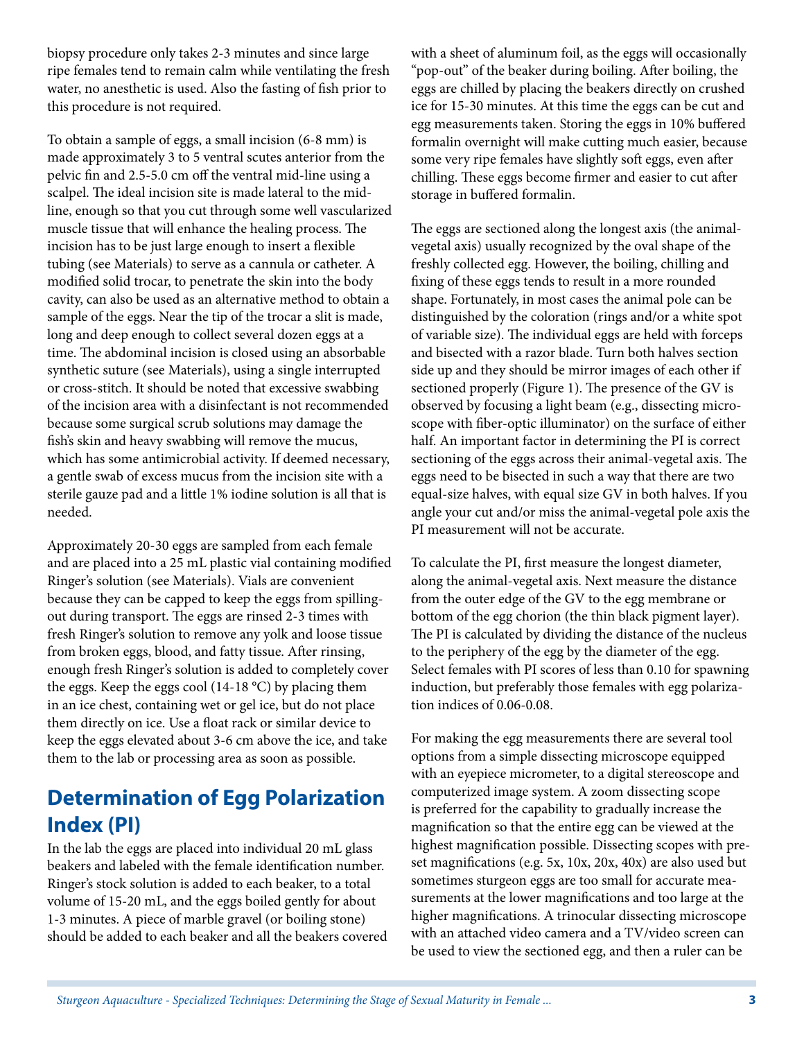biopsy procedure only takes 2-3 minutes and since large ripe females tend to remain calm while ventilating the fresh water, no anesthetic is used. Also the fasting of fish prior to this procedure is not required.

To obtain a sample of eggs, a small incision (6-8 mm) is made approximately 3 to 5 ventral scutes anterior from the pelvic fin and 2.5-5.0 cm off the ventral mid-line using a scalpel. The ideal incision site is made lateral to the mid-line, enough so that you cut through some well vascularized muscle tissue that will enhance the healing process. The incision has to be just large enough to insert a flexible tubing (see Materials) to serve as a cannula or catheter. A modified solid trocar, to penetrate the skin into the body cavity, can also be used as an alternative method to obtain a sample of the eggs. Near the tip of the trocar a slit is made, long and deep enough to collect several dozen eggs at a time. The abdominal incision is closed using an absorbable synthetic suture (see Materials), using a single interrupted or cross-stitch. It should be noted that excessive swabbing of the incision area with a disinfectant is not recommended because some surgical scrub solutions may damage the fish's skin and heavy swabbing will remove the mucus, which has some antimicrobial activity. If deemed necessary, a gentle swab of excess mucus from the incision site with a sterile gauze pad and a little 1% iodine solution is all that is needed.

Approximately 20-30 eggs are sampled from each female and are placed into a 25 mL plastic vial containing modified Ringer's solution (see Materials). Vials are convenient because they can be capped to keep the eggs from spilling-out during transport. The eggs are rinsed 2-3 times with fresh Ringer's solution to remove any yolk and loose tissue from broken eggs, blood, and fatty tissue. After rinsing, enough fresh Ringer's solution is added to completely cover the eggs. Keep the eggs cool (14-18 °C) by placing them in an ice chest, containing wet or gel ice, but do not place them directly on ice. Use a float rack or similar device to keep the eggs elevated about 3-6 cm above the ice, and take them to the lab or processing area as soon as possible.

## Determination of Egg Polarization Index (PI)

In the lab the eggs are placed into individual 20 mL glass beakers and labeled with the female identification number. Ringer's stock solution is added to each beaker, to a total volume of 15-20 mL, and the eggs boiled gently for about 1-3 minutes. A piece of marble gravel (or boiling stone) should be added to each beaker and all the beakers covered with a sheet of aluminum foil, as the eggs will occasionally "pop-out" of the beaker during boiling. After boiling, the eggs are chilled by placing the beakers directly on crushed ice for 15-30 minutes. At this time the eggs can be cut and egg measurements taken. Storing the eggs in 10% buffered formalin overnight will make cutting much easier, because some very ripe females have slightly soft eggs, even after chilling. These eggs become firmer and easier to cut after storage in buffered formalin.

The eggs are sectioned along the longest axis (the animal-vegetal axis) usually recognized by the oval shape of the freshly collected egg. However, the boiling, chilling and fixing of these eggs tends to result in a more rounded shape. Fortunately, in most cases the animal pole can be distinguished by the coloration (rings and/or a white spot of variable size). The individual eggs are held with forceps and bisected with a razor blade. Turn both halves section side up and they should be mirror images of each other if sectioned properly (Figure 1). The presence of the GV is observed by focusing a light beam (e.g., dissecting microscope with fiber-optic illuminator) on the surface of either half. An important factor in determining the PI is correct sectioning of the eggs across their animal-vegetal axis. The eggs need to be bisected in such a way that there are two equal-size halves, with equal size GV in both halves. If you angle your cut and/or miss the animal-vegetal pole axis the PI measurement will not be accurate.

To calculate the PI, first measure the longest diameter, along the animal-vegetal axis. Next measure the distance from the outer edge of the GV to the egg membrane or bottom of the egg chorion (the thin black pigment layer). The PI is calculated by dividing the distance of the nucleus to the periphery of the egg by the diameter of the egg. Select females with PI scores of less than 0.10 for spawning induction, but preferably those females with egg polarization indices of 0.06-0.08.

For making the egg measurements there are several tool options from a simple dissecting microscope equipped with an eyepiece micrometer, to a digital stereoscope and computerized image system. A zoom dissecting scope is preferred for the capability to gradually increase the magnification so that the entire egg can be viewed at the highest magnification possible. Dissecting scopes with pre-set magnifications (e.g. 5x, 10x, 20x, 40x) are also used but sometimes sturgeon eggs are too small for accurate measurements at the lower magnifications and too large at the higher magnifications. A trinocular dissecting microscope with an attached video camera and a TV/video screen can be used to view the sectioned egg, and then a ruler can be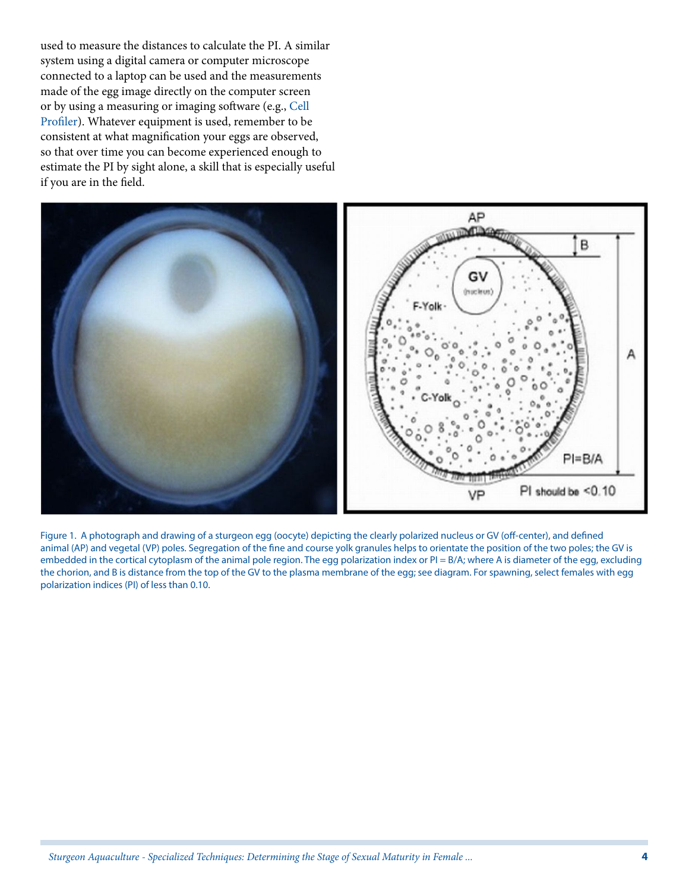used to measure the distances to calculate the PI. A similar system using a digital camera or computer microscope connected to a laptop can be used and the measurements made of the egg image directly on the computer screen or by using a measuring or imaging software (e.g., Cell Profiler). Whatever equipment is used, remember to be consistent at what magnification your eggs are observed, so that over time you can become experienced enough to estimate the PI by sight alone, a skill that is especially useful if you are in the field.

AP

B

GV
(nucleus)

F-Yolk

C-Yolk

A

PI=B/A

VP

PI should be <0.10

Figure 1. A photograph and drawing of a sturgeon egg (oocyte) depicting the clearly polarized nucleus or GV (off-center), and defined animal (AP) and vegetal (VP) poles. Segregation of the fine and course yolk granules helps to orientate the position of the two poles; the GV is embedded in the cortical cytoplasm of the animal pole region. The egg polarization index or PI = B/A; where A is diameter of the egg, excluding the chorion, and B is distance from the top of the GV to the plasma membrane of the egg; see diagram. For spawning, select females with egg polarization indices (PI) of less than 0.10.